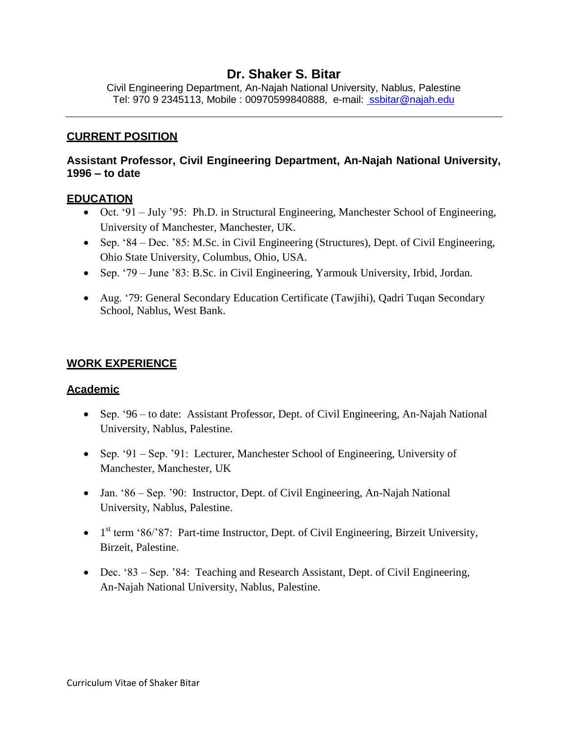# Dr. Shaker S. Bitar

Civil Engineering Department, An-Najah National University, Nablus, Palestine
Tel: 970 9 2345113, Mobile : 00970599840888, e-mail: ssbitar@najah.edu

---

## CURRENT POSITION

**Assistant Professor, Civil Engineering Department, An-Najah National University, 1996 – to date**

## EDUCATION

- Oct. '91 – July '95: Ph.D. in Structural Engineering, Manchester School of Engineering, University of Manchester, Manchester, UK.
- Sep. '84 – Dec. '85: M.Sc. in Civil Engineering (Structures), Dept. of Civil Engineering, Ohio State University, Columbus, Ohio, USA.
- Sep. '79 – June '83: B.Sc. in Civil Engineering, Yarmouk University, Irbid, Jordan.
- Aug. '79: General Secondary Education Certificate (Tawjihi), Qadri Tuqan Secondary School, Nablus, West Bank.

## WORK EXPERIENCE

### Academic

- Sep. '96 – to date: Assistant Professor, Dept. of Civil Engineering, An-Najah National University, Nablus, Palestine.
- Sep. '91 – Sep. '91: Lecturer, Manchester School of Engineering, University of Manchester, Manchester, UK
- Jan. '86 – Sep. '90: Instructor, Dept. of Civil Engineering, An-Najah National University, Nablus, Palestine.
- 1st term '86/'87: Part-time Instructor, Dept. of Civil Engineering, Birzeit University, Birzeit, Palestine.
- Dec. '83 – Sep. '84: Teaching and Research Assistant, Dept. of Civil Engineering, An-Najah National University, Nablus, Palestine.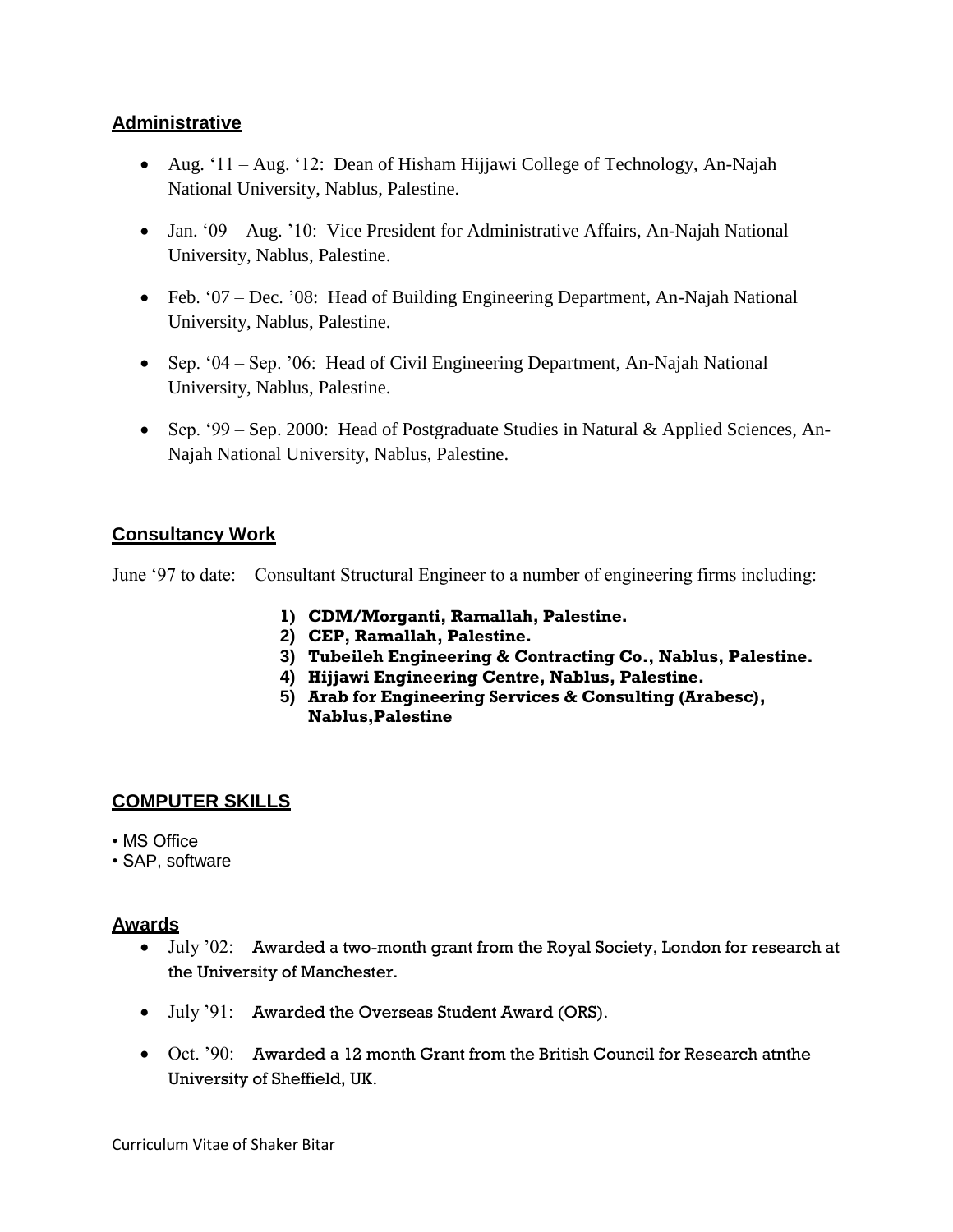## Administrative

- Aug. '11 – Aug. '12: Dean of Hisham Hijjawi College of Technology, An-Najah National University, Nablus, Palestine.
- Jan. '09 – Aug. '10: Vice President for Administrative Affairs, An-Najah National University, Nablus, Palestine.
- Feb. '07 – Dec. '08: Head of Building Engineering Department, An-Najah National University, Nablus, Palestine.
- Sep. '04 – Sep. '06: Head of Civil Engineering Department, An-Najah National University, Nablus, Palestine.
- Sep. '99 – Sep. 2000: Head of Postgraduate Studies in Natural & Applied Sciences, An-Najah National University, Nablus, Palestine.

## Consultancy Work

June '97 to date: Consultant Structural Engineer to a number of engineering firms including:

1) **CDM/Morganti, Ramallah, Palestine.**
2) **CEP, Ramallah, Palestine.**
3) **Tubeileh Engineering & Contracting Co., Nablus, Palestine.**
4) **Hijjawi Engineering Centre, Nablus, Palestine.**
5) **Arab for Engineering Services & Consulting (Arabesc), Nablus,Palestine**

## COMPUTER SKILLS

- MS Office
- SAP, software

## Awards

- July '02: Awarded a two-month grant from the Royal Society, London for research at the University of Manchester.
- July '91: Awarded the Overseas Student Award (ORS).
- Oct. '90: Awarded a 12 month Grant from the British Council for Research atnthe University of Sheffield, UK.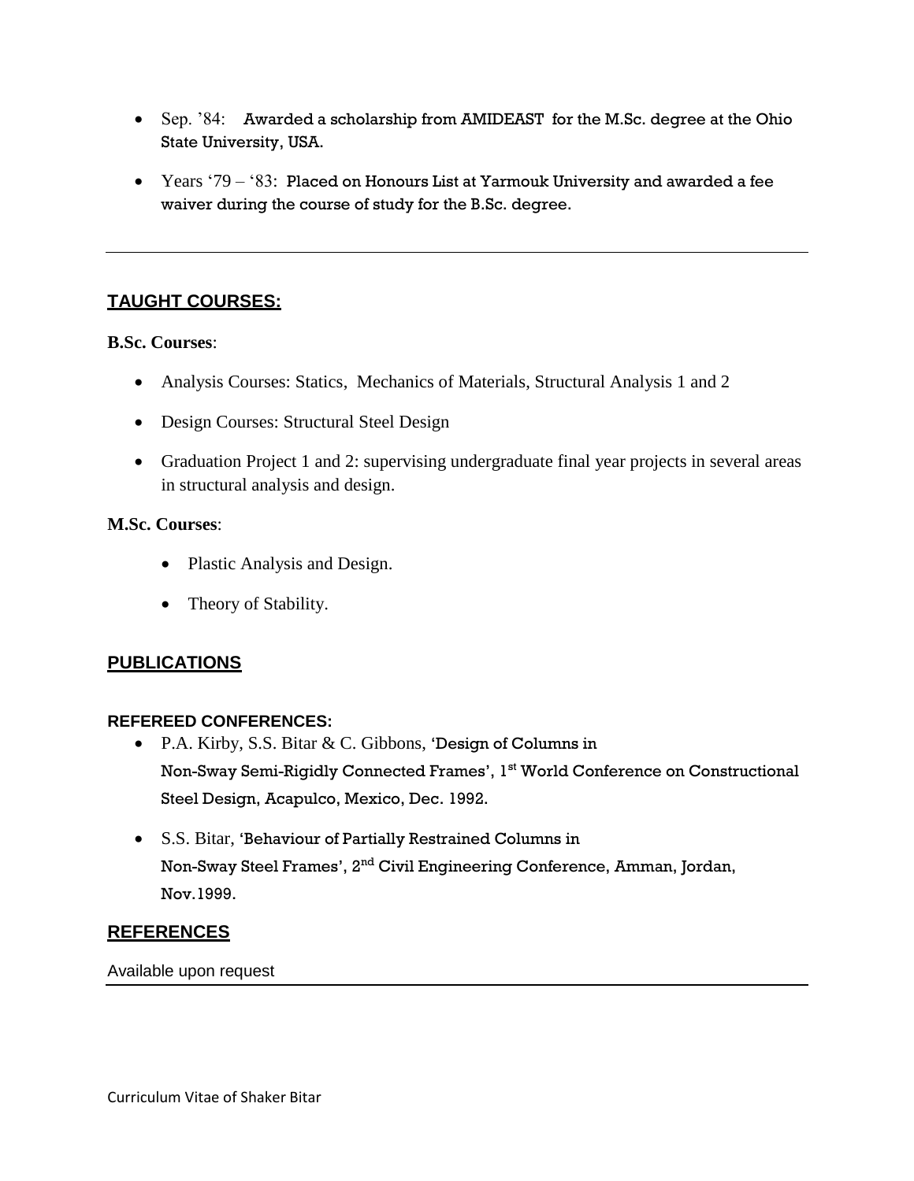- Sep. '84: Awarded a scholarship from AMIDEAST for the M.Sc. degree at the Ohio State University, USA.
- Years '79 – '83: Placed on Honours List at Yarmouk University and awarded a fee waiver during the course of study for the B.Sc. degree.

---

## TAUGHT COURSES:

**B.Sc. Courses**:

- Analysis Courses: Statics, Mechanics of Materials, Structural Analysis 1 and 2
- Design Courses: Structural Steel Design
- Graduation Project 1 and 2: supervising undergraduate final year projects in several areas in structural analysis and design.

**M.Sc. Courses**:

- Plastic Analysis and Design.
- Theory of Stability.

## PUBLICATIONS

### REFEREED CONFERENCES:

- P.A. Kirby, S.S. Bitar & C. Gibbons, 'Design of Columns in Non-Sway Semi-Rigidly Connected Frames', 1st World Conference on Constructional Steel Design, Acapulco, Mexico, Dec. 1992.
- S.S. Bitar, 'Behaviour of Partially Restrained Columns in Non-Sway Steel Frames', 2nd Civil Engineering Conference, Amman, Jordan, Nov.1999.

## REFERENCES

Available upon request